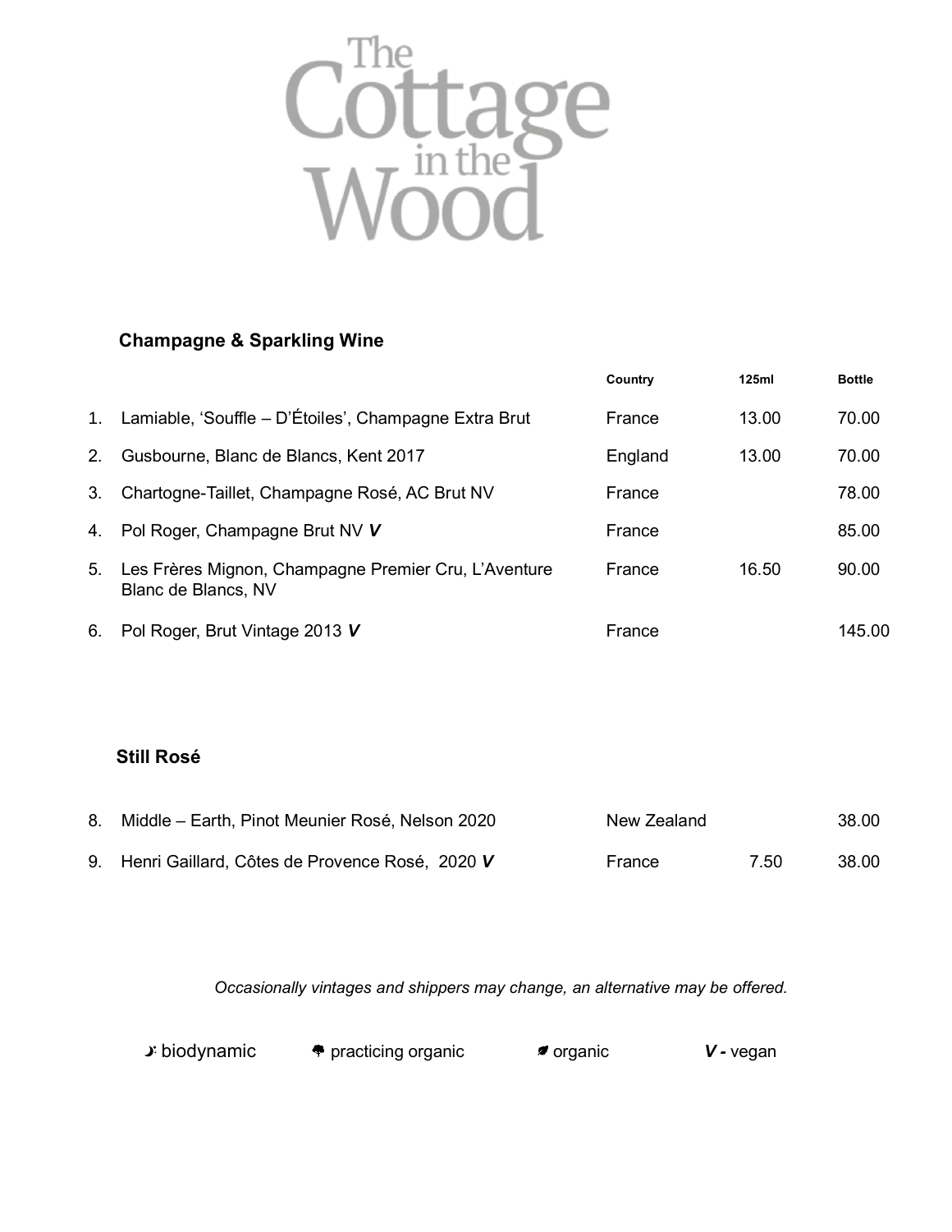# The Cottage in the Wood

## Champagne & Sparkling Wine

| | | Country | 125ml | Bottle |
|---|---|---|---|---|
| 1. | Lamiable, 'Souffle – D'Étoiles', Champagne Extra Brut | France | 13.00 | 70.00 |
| 2. | Gusbourne, Blanc de Blancs, Kent 2017 | England | 13.00 | 70.00 |
| 3. | Chartogne-Taillet, Champagne Rosé, AC Brut NV | France | | 78.00 |
| 4. | Pol Roger, Champagne Brut NV ***V*** | France | | 85.00 |
| 5. | Les Frères Mignon, Champagne Premier Cru, L'Aventure Blanc de Blancs, NV | France | 16.50 | 90.00 |
| 6. | Pol Roger, Brut Vintage 2013 ***V*** | France | | 145.00 |

## Still Rosé

| | | Country | 125ml | Bottle |
|---|---|---|---|---|
| 8. | Middle – Earth, Pinot Meunier Rosé, Nelson 2020 | New Zealand | | 38.00 |
| 9. | Henri Gaillard, Côtes de Provence Rosé, 2020 ***V*** | France | 7.50 | 38.00 |

*Occasionally vintages and shippers may change, an alternative may be offered.*

biodynamic | practicing organic | organic | ***V*** **-** vegan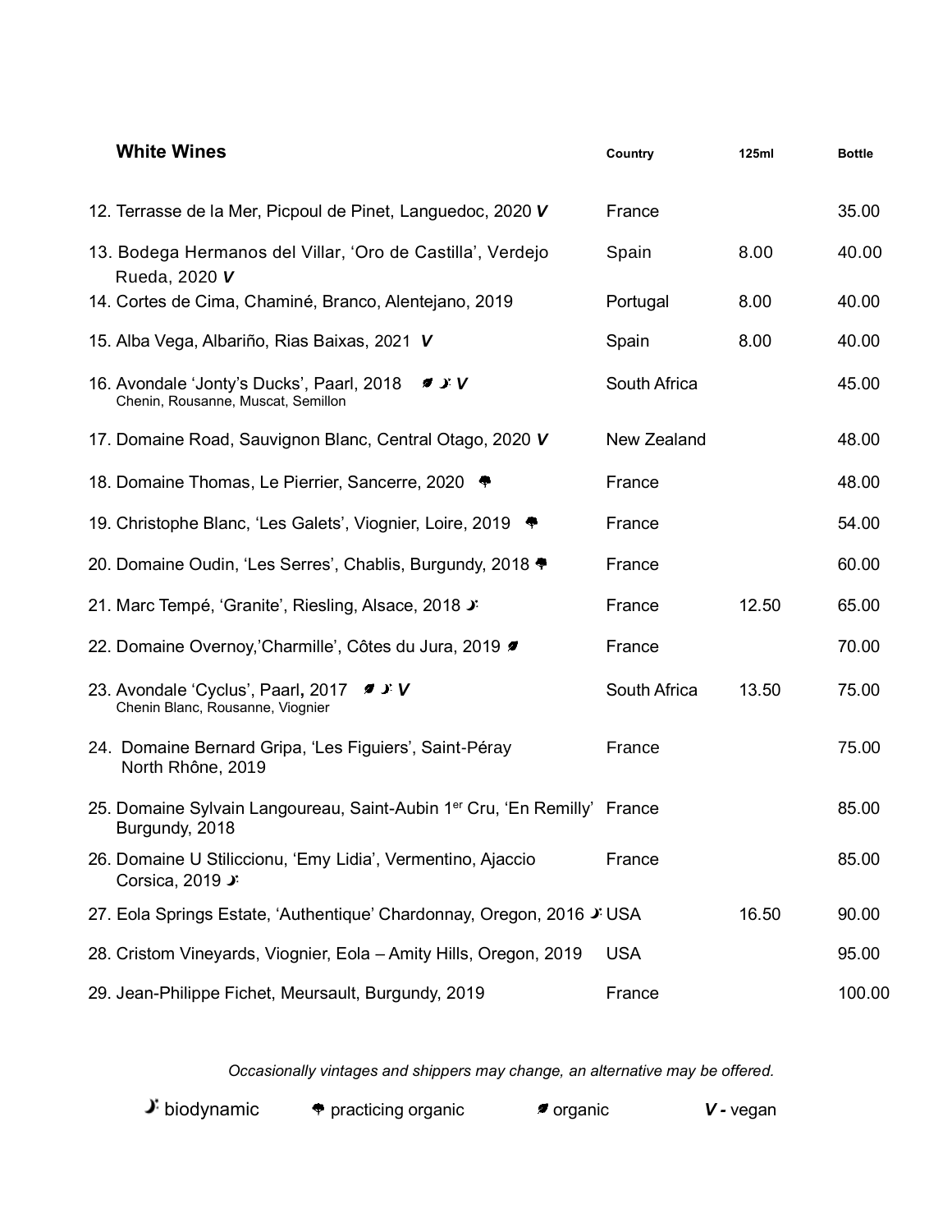| White Wines | Country | 125ml | Bottle |
| --- | --- | --- | --- |
| 12. Terrasse de la Mer, Picpoul de Pinet, Languedoc, 2020 ***V*** | France | | 35.00 |
| 13. Bodega Hermanos del Villar, 'Oro de Castilla', Verdejo Rueda, 2020 ***V*** | Spain | 8.00 | 40.00 |
| 14. Cortes de Cima, Chaminé, Branco, Alentejano, 2019 | Portugal | 8.00 | 40.00 |
| 15. Alba Vega, Albariño, Rias Baixas, 2021 ***V*** | Spain | 8.00 | 40.00 |
| 16. Avondale 'Jonty's Ducks', Paarl, 2018 (organic) (biodynamic) ***V*** Chenin, Rousanne, Muscat, Semillon | South Africa | | 45.00 |
| 17. Domaine Road, Sauvignon Blanc, Central Otago, 2020 ***V*** | New Zealand | | 48.00 |
| 18. Domaine Thomas, Le Pierrier, Sancerre, 2020 (practicing organic) | France | | 48.00 |
| 19. Christophe Blanc, 'Les Galets', Viognier, Loire, 2019 (practicing organic) | France | | 54.00 |
| 20. Domaine Oudin, 'Les Serres', Chablis, Burgundy, 2018 (practicing organic) | France | | 60.00 |
| 21. Marc Tempé, 'Granite', Riesling, Alsace, 2018 (biodynamic) | France | 12.50 | 65.00 |
| 22. Domaine Overnoy,'Charmille', Côtes du Jura, 2019 (organic) | France | | 70.00 |
| 23. Avondale 'Cyclus', Paarl, 2017 (organic) (biodynamic) ***V*** Chenin Blanc, Rousanne, Viognier | South Africa | 13.50 | 75.00 |
| 24. Domaine Bernard Gripa, 'Les Figuiers', Saint-Péray North Rhône, 2019 | France | | 75.00 |
| 25. Domaine Sylvain Langoureau, Saint-Aubin 1er Cru, 'En Remilly' Burgundy, 2018 | France | | 85.00 |
| 26. Domaine U Stiliccionu, 'Emy Lidia', Vermentino, Ajaccio Corsica, 2019 (biodynamic) | France | | 85.00 |
| 27. Eola Springs Estate, 'Authentique' Chardonnay, Oregon, 2016 (biodynamic) | USA | 16.50 | 90.00 |
| 28. Cristom Vineyards, Viognier, Eola – Amity Hills, Oregon, 2019 | USA | | 95.00 |
| 29. Jean-Philippe Fichet, Meursault, Burgundy, 2019 | France | | 100.00 |

*Occasionally vintages and shippers may change, an alternative may be offered.*

(biodynamic) biodynamic (practicing organic) practicing organic (organic) organic ***V*** - vegan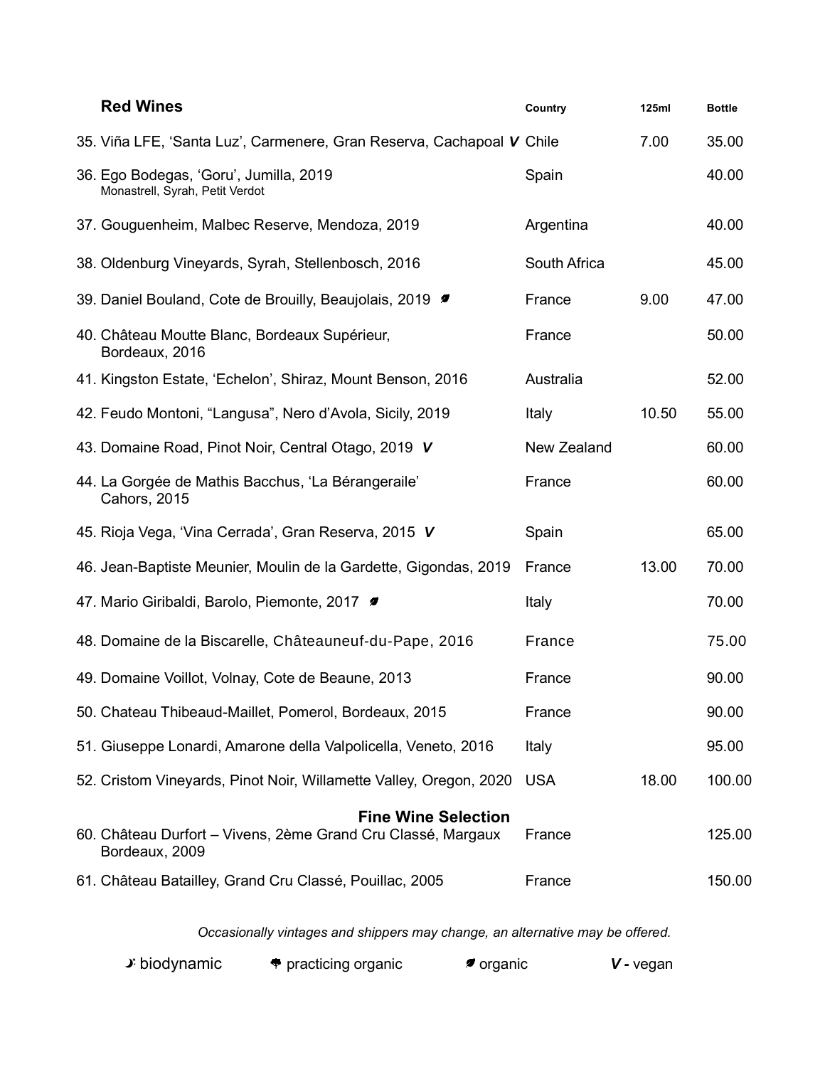| Red Wines | Country | 125ml | Bottle |
|---|---|---|---|
| 35. Viña LFE, 'Santa Luz', Carmenere, Gran Reserva, Cachapoal ***V*** | Chile | 7.00 | 35.00 |
| 36. Ego Bodegas, 'Goru', Jumilla, 2019<br>Monastrell, Syrah, Petit Verdot | Spain | | 40.00 |
| 37. Gouguenheim, Malbec Reserve, Mendoza, 2019 | Argentina | | 40.00 |
| 38. Oldenburg Vineyards, Syrah, Stellenbosch, 2016 | South Africa | | 45.00 |
| 39. Daniel Bouland, Cote de Brouilly, Beaujolais, 2019 (organic) | France | 9.00 | 47.00 |
| 40. Château Moutte Blanc, Bordeaux Supérieur, Bordeaux, 2016 | France | | 50.00 |
| 41. Kingston Estate, 'Echelon', Shiraz, Mount Benson, 2016 | Australia | | 52.00 |
| 42. Feudo Montoni, "Langusa", Nero d'Avola, Sicily, 2019 | Italy | 10.50 | 55.00 |
| 43. Domaine Road, Pinot Noir, Central Otago, 2019 ***V*** | New Zealand | | 60.00 |
| 44. La Gorgée de Mathis Bacchus, 'La Bérangeraile' Cahors, 2015 | France | | 60.00 |
| 45. Rioja Vega, 'Vina Cerrada', Gran Reserva, 2015 ***V*** | Spain | | 65.00 |
| 46. Jean-Baptiste Meunier, Moulin de la Gardette, Gigondas, 2019 | France | 13.00 | 70.00 |
| 47. Mario Giribaldi, Barolo, Piemonte, 2017 (organic) | Italy | | 70.00 |
| 48. Domaine de la Biscarelle, Châteauneuf-du-Pape, 2016 | France | | 75.00 |
| 49. Domaine Voillot, Volnay, Cote de Beaune, 2013 | France | | 90.00 |
| 50. Chateau Thibeaud-Maillet, Pomerol, Bordeaux, 2015 | France | | 90.00 |
| 51. Giuseppe Lonardi, Amarone della Valpolicella, Veneto, 2016 | Italy | | 95.00 |
| 52. Cristom Vineyards, Pinot Noir, Willamette Valley, Oregon, 2020 | USA | 18.00 | 100.00 |
| **Fine Wine Selection** | | | |
| 60. Château Durfort – Vivens, 2ème Grand Cru Classé, Margaux Bordeaux, 2009 | France | | 125.00 |
| 61. Château Batailley, Grand Cru Classé, Pouillac, 2005 | France | | 150.00 |

*Occasionally vintages and shippers may change, an alternative may be offered.*

biodynamic &nbsp;&nbsp; practicing organic &nbsp;&nbsp; organic &nbsp;&nbsp; ***V*** **-** vegan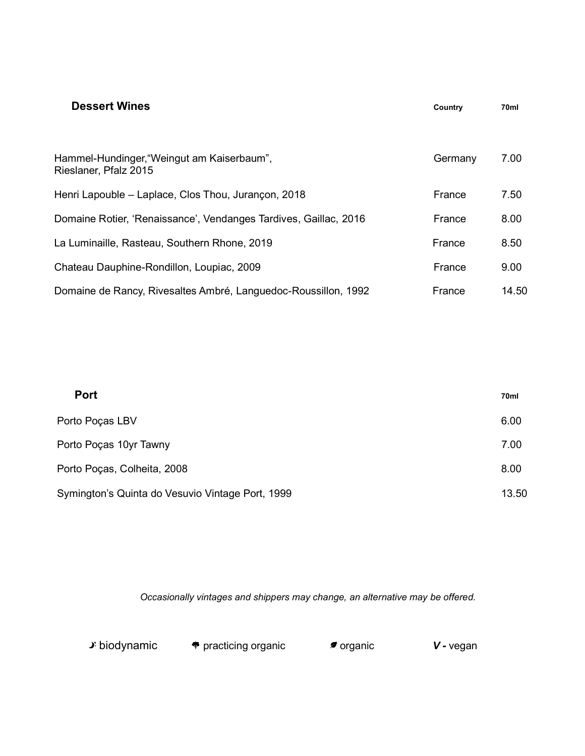| Dessert Wines | Country | 70ml |
| --- | --- | --- |
| Hammel-Hundinger,"Weingut am Kaiserbaum", Rieslaner, Pfalz 2015 | Germany | 7.00 |
| Henri Lapouble – Laplace, Clos Thou, Jurançon, 2018 | France | 7.50 |
| Domaine Rotier, 'Renaissance', Vendanges Tardives, Gaillac, 2016 | France | 8.00 |
| La Luminaille, Rasteau, Southern Rhone, 2019 | France | 8.50 |
| Chateau Dauphine-Rondillon, Loupiac, 2009 | France | 9.00 |
| Domaine de Rancy, Rivesaltes Ambré, Languedoc-Roussillon, 1992 | France | 14.50 |

| Port | 70ml |
| --- | --- |
| Porto Poças LBV | 6.00 |
| Porto Poças 10yr Tawny | 7.00 |
| Porto Poças, Colheita, 2008 | 8.00 |
| Symington's Quinta do Vesuvio Vintage Port, 1999 | 13.50 |

*Occasionally vintages and shippers may change, an alternative may be offered.*

biodynamic    practicing organic    organic    ***V*** **-** vegan